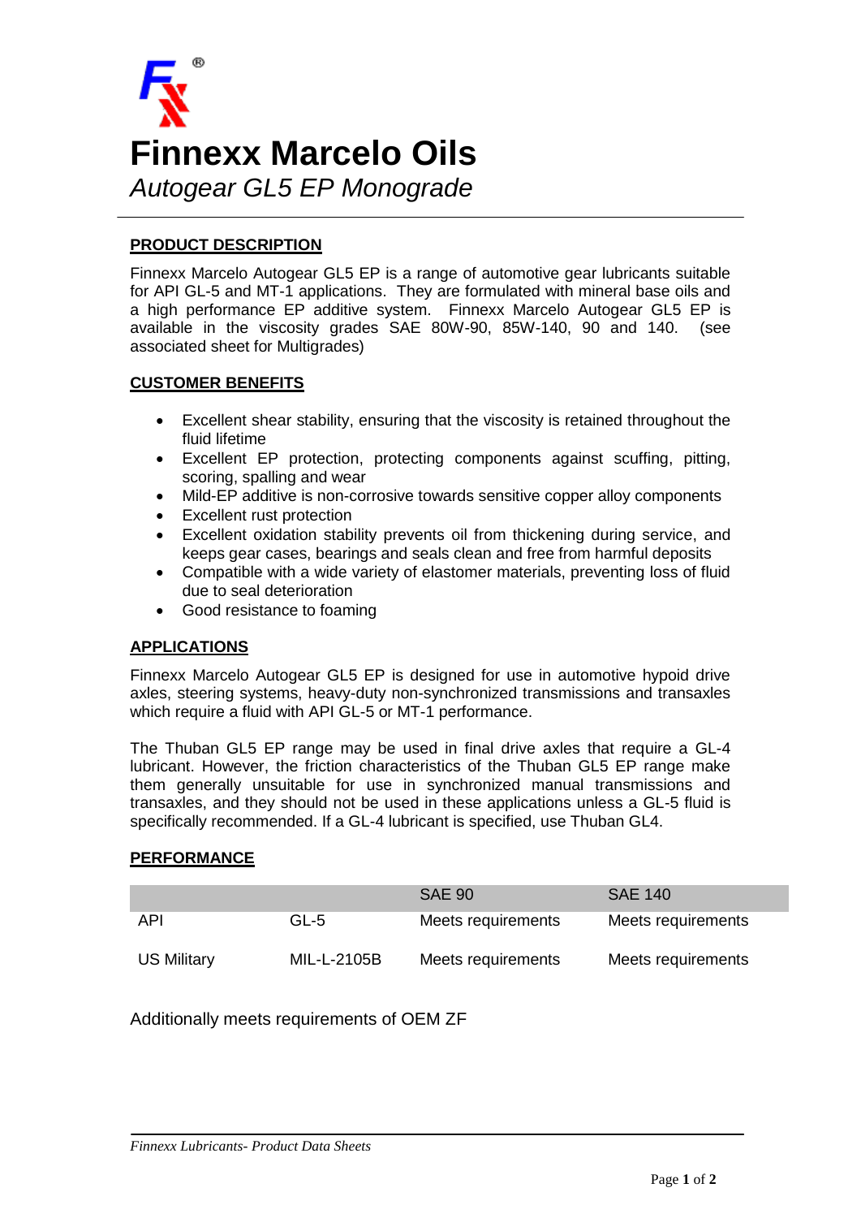# Finnexx Marcelo Oils

*Autogear GL5 EP Monograde*

## PRODUCT DESCRIPTION

Finnexx Marcelo Autogear GL5 EP is a range of automotive gear lubricants suitable for API GL-5 and MT-1 applications. They are formulated with mineral base oils and a high performance EP additive system. Finnexx Marcelo Autogear GL5 EP is available in the viscosity grades SAE 80W-90, 85W-140, 90 and 140. (see associated sheet for Multigrades)

## CUSTOMER BENEFITS

- Excellent shear stability, ensuring that the viscosity is retained throughout the fluid lifetime
- Excellent EP protection, protecting components against scuffing, pitting, scoring, spalling and wear
- Mild-EP additive is non-corrosive towards sensitive copper alloy components
- Excellent rust protection
- Excellent oxidation stability prevents oil from thickening during service, and keeps gear cases, bearings and seals clean and free from harmful deposits
- Compatible with a wide variety of elastomer materials, preventing loss of fluid due to seal deterioration
- Good resistance to foaming

## APPLICATIONS

Finnexx Marcelo Autogear GL5 EP is designed for use in automotive hypoid drive axles, steering systems, heavy-duty non-synchronized transmissions and transaxles which require a fluid with API GL-5 or MT-1 performance.

The Thuban GL5 EP range may be used in final drive axles that require a GL-4 lubricant. However, the friction characteristics of the Thuban GL5 EP range make them generally unsuitable for use in synchronized manual transmissions and transaxles, and they should not be used in these applications unless a GL-5 fluid is specifically recommended. If a GL-4 lubricant is specified, use Thuban GL4.

## PERFORMANCE

| | | SAE 90 | SAE 140 |
|---|---|---|---|
| API | GL-5 | Meets requirements | Meets requirements |
| US Military | MIL-L-2105B | Meets requirements | Meets requirements |

Additionally meets requirements of OEM ZF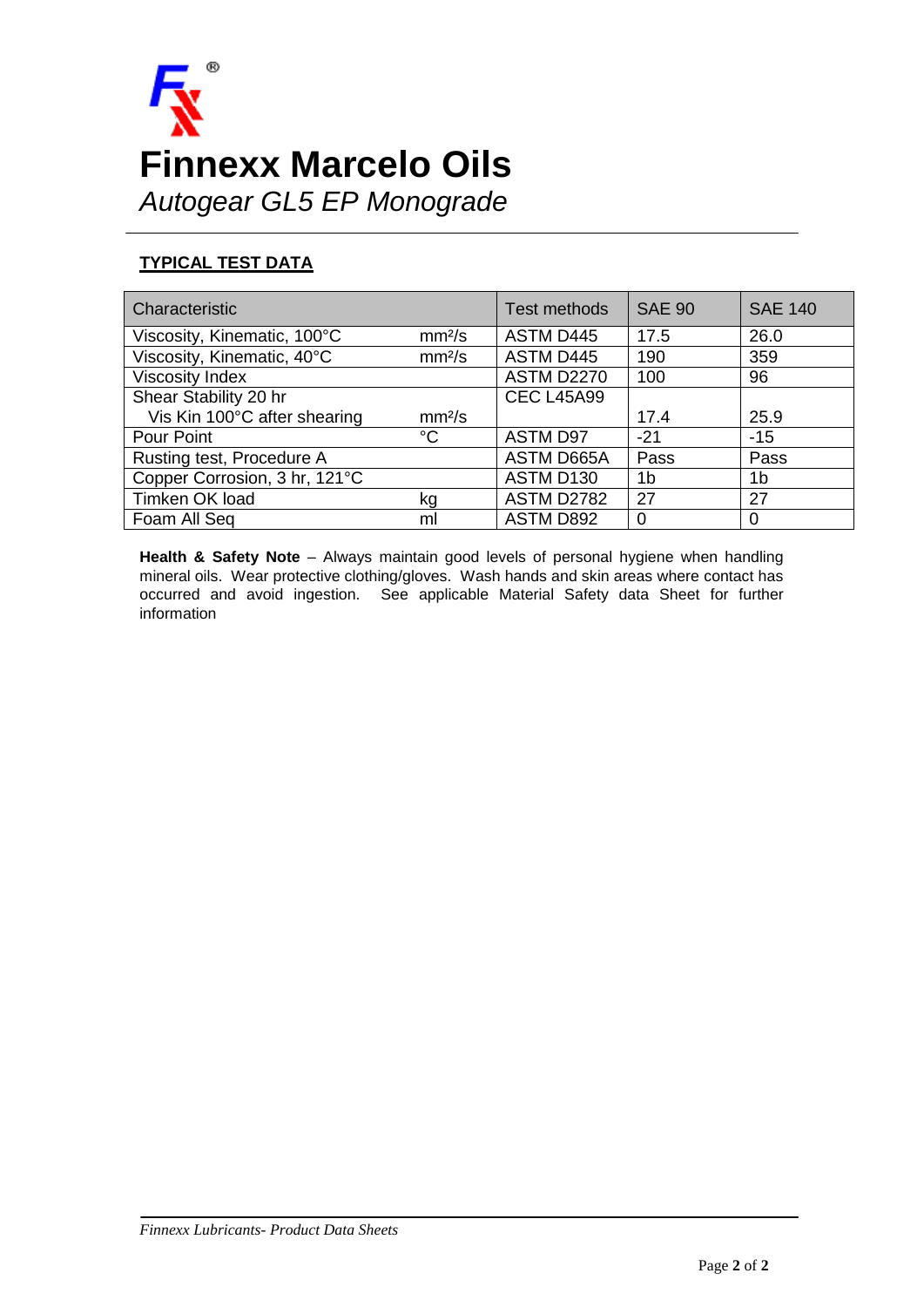# Finnexx Marcelo Oils

*Autogear GL5 EP Monograde*

**TYPICAL TEST DATA**

| Characteristic | | Test methods | SAE 90 | SAE 140 |
|---|---|---|---|---|
| Viscosity, Kinematic, 100°C | $mm^2/s$ | ASTM D445 | 17.5 | 26.0 |
| Viscosity, Kinematic, 40°C | $mm^2/s$ | ASTM D445 | 190 | 359 |
| Viscosity Index | | ASTM D2270 | 100 | 96 |
| Shear Stability 20 hr<br>Vis Kin 100°C after shearing | $mm^2/s$ | CEC L45A99 | 17.4 | 25.9 |
| Pour Point | °C | ASTM D97 | -21 | -15 |
| Rusting test, Procedure A | | ASTM D665A | Pass | Pass |
| Copper Corrosion, 3 hr, 121°C | | ASTM D130 | 1b | 1b |
| Timken OK load | kg | ASTM D2782 | 27 | 27 |
| Foam All Seq | ml | ASTM D892 | 0 | 0 |

**Health & Safety Note** – Always maintain good levels of personal hygiene when handling mineral oils. Wear protective clothing/gloves. Wash hands and skin areas where contact has occurred and avoid ingestion. See applicable Material Safety data Sheet for further information